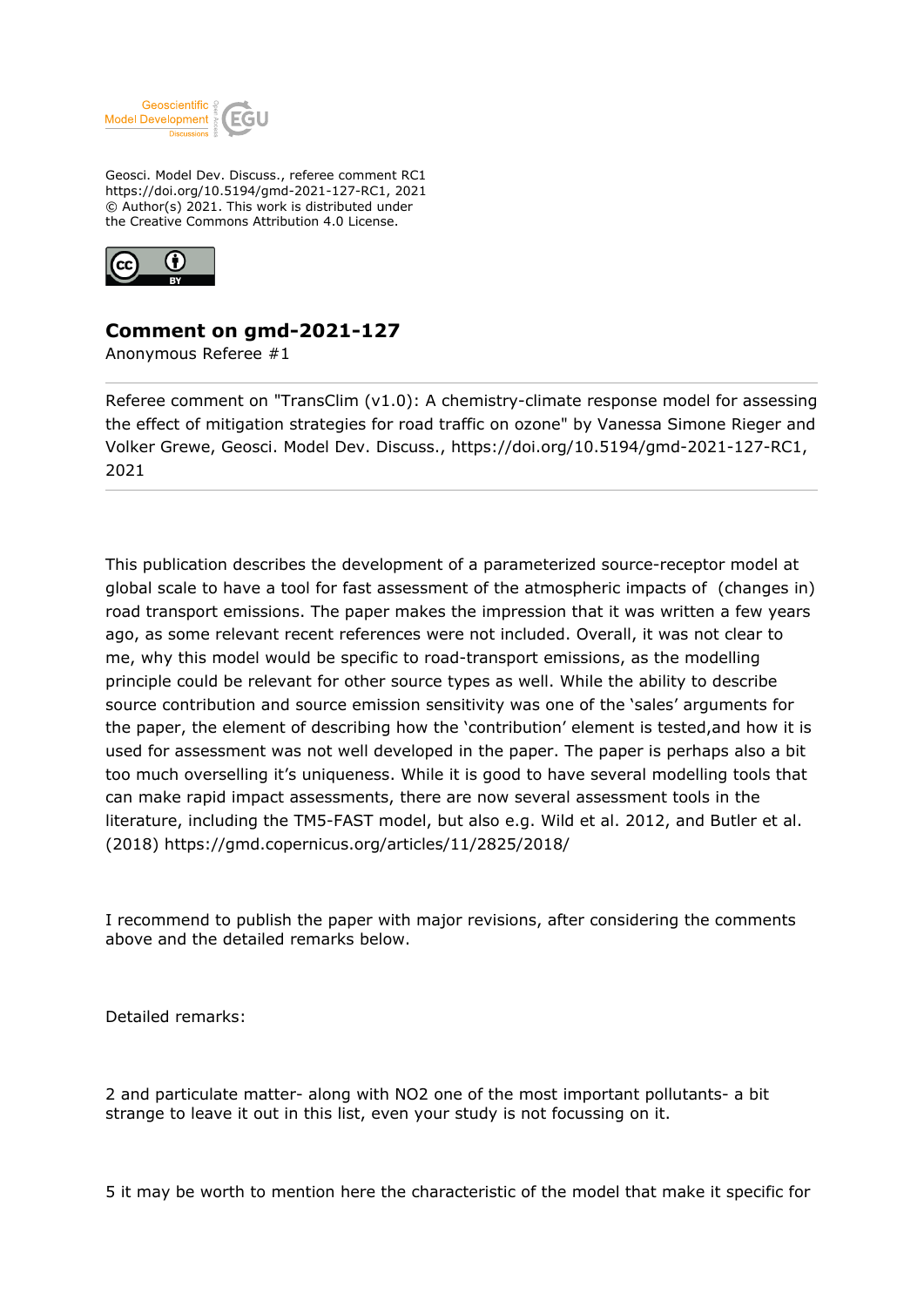Geosci. Model Dev. Discuss., referee comment RC1
https://doi.org/10.5194/gmd-2021-127-RC1, 2021
© Author(s) 2021. This work is distributed under
the Creative Commons Attribution 4.0 License.

# Comment on gmd-2021-127

Anonymous Referee #1

---

Referee comment on "TransClim (v1.0): A chemistry-climate response model for assessing the effect of mitigation strategies for road traffic on ozone" by Vanessa Simone Rieger and Volker Grewe, Geosci. Model Dev. Discuss., https://doi.org/10.5194/gmd-2021-127-RC1, 2021

---

This publication describes the development of a parameterized source-receptor model at global scale to have a tool for fast assessment of the atmospheric impacts of (changes in) road transport emissions. The paper makes the impression that it was written a few years ago, as some relevant recent references were not included. Overall, it was not clear to me, why this model would be specific to road-transport emissions, as the modelling principle could be relevant for other source types as well. While the ability to describe source contribution and source emission sensitivity was one of the 'sales' arguments for the paper, the element of describing how the 'contribution' element is tested,and how it is used for assessment was not well developed in the paper. The paper is perhaps also a bit too much overselling it's uniqueness. While it is good to have several modelling tools that can make rapid impact assessments, there are now several assessment tools in the literature, including the TM5-FAST model, but also e.g. Wild et al. 2012, and Butler et al. (2018) https://gmd.copernicus.org/articles/11/2825/2018/

I recommend to publish the paper with major revisions, after considering the comments above and the detailed remarks below.

Detailed remarks:

2 and particulate matter- along with NO2 one of the most important pollutants- a bit strange to leave it out in this list, even your study is not focussing on it.

5 it may be worth to mention here the characteristic of the model that make it specific for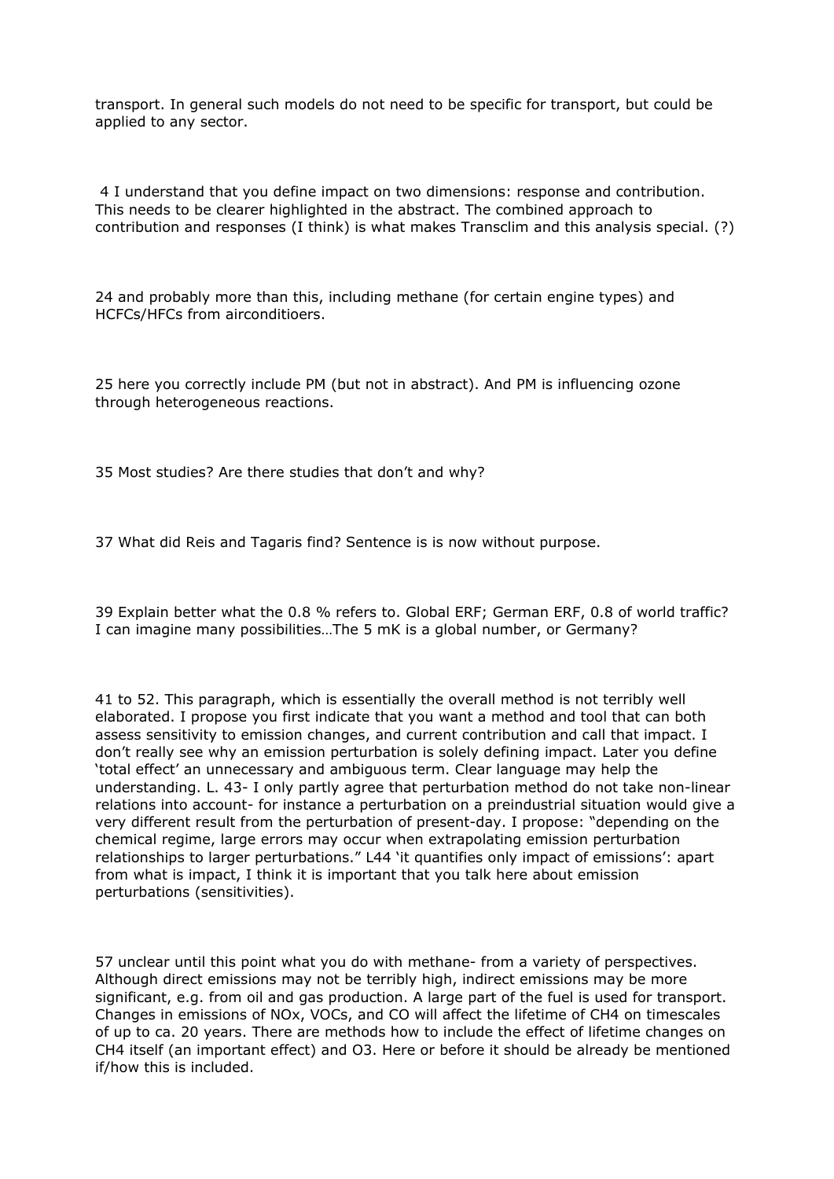transport. In general such models do not need to be specific for transport, but could be applied to any sector.

4 I understand that you define impact on two dimensions: response and contribution. This needs to be clearer highlighted in the abstract. The combined approach to contribution and responses (I think) is what makes Transclim and this analysis special. (?)

24 and probably more than this, including methane (for certain engine types) and HCFCs/HFCs from airconditioers.

25 here you correctly include PM (but not in abstract). And PM is influencing ozone through heterogeneous reactions.

35 Most studies? Are there studies that don't and why?

37 What did Reis and Tagaris find? Sentence is is now without purpose.

39 Explain better what the 0.8 % refers to. Global ERF; German ERF, 0.8 of world traffic? I can imagine many possibilities…The 5 mK is a global number, or Germany?

41 to 52. This paragraph, which is essentially the overall method is not terribly well elaborated. I propose you first indicate that you want a method and tool that can both assess sensitivity to emission changes, and current contribution and call that impact. I don't really see why an emission perturbation is solely defining impact. Later you define 'total effect' an unnecessary and ambiguous term. Clear language may help the understanding. L. 43- I only partly agree that perturbation method do not take non-linear relations into account- for instance a perturbation on a preindustrial situation would give a very different result from the perturbation of present-day. I propose: "depending on the chemical regime, large errors may occur when extrapolating emission perturbation relationships to larger perturbations." L44 'it quantifies only impact of emissions': apart from what is impact, I think it is important that you talk here about emission perturbations (sensitivities).

57 unclear until this point what you do with methane- from a variety of perspectives. Although direct emissions may not be terribly high, indirect emissions may be more significant, e.g. from oil and gas production. A large part of the fuel is used for transport. Changes in emissions of NOx, VOCs, and CO will affect the lifetime of $CH_4$ on timescales of up to ca. 20 years. There are methods how to include the effect of lifetime changes on $CH_4$ itself (an important effect) and $O_3$. Here or before it should be already be mentioned if/how this is included.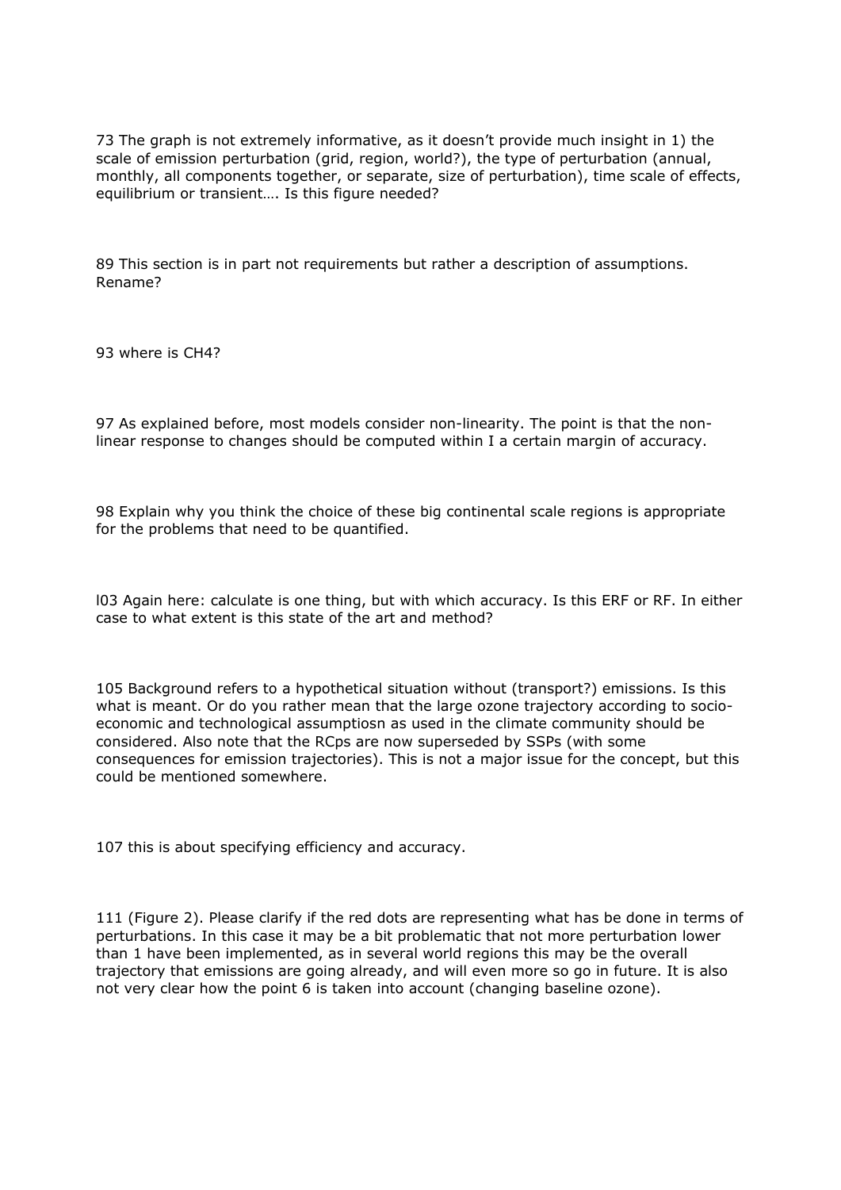73 The graph is not extremely informative, as it doesn't provide much insight in 1) the scale of emission perturbation (grid, region, world?), the type of perturbation (annual, monthly, all components together, or separate, size of perturbation), time scale of effects, equilibrium or transient…. Is this figure needed?

89 This section is in part not requirements but rather a description of assumptions. Rename?

93 where is $CH_4$?

97 As explained before, most models consider non-linearity. The point is that the non-linear response to changes should be computed within I a certain margin of accuracy.

98 Explain why you think the choice of these big continental scale regions is appropriate for the problems that need to be quantified.

l03 Again here: calculate is one thing, but with which accuracy. Is this ERF or RF. In either case to what extent is this state of the art and method?

105 Background refers to a hypothetical situation without (transport?) emissions. Is this what is meant. Or do you rather mean that the large ozone trajectory according to socio-economic and technological assumptiosn as used in the climate community should be considered. Also note that the RCps are now superseded by SSPs (with some consequences for emission trajectories). This is not a major issue for the concept, but this could be mentioned somewhere.

107 this is about specifying efficiency and accuracy.

111 (Figure 2). Please clarify if the red dots are representing what has be done in terms of perturbations. In this case it may be a bit problematic that not more perturbation lower than 1 have been implemented, as in several world regions this may be the overall trajectory that emissions are going already, and will even more so go in future. It is also not very clear how the point 6 is taken into account (changing baseline ozone).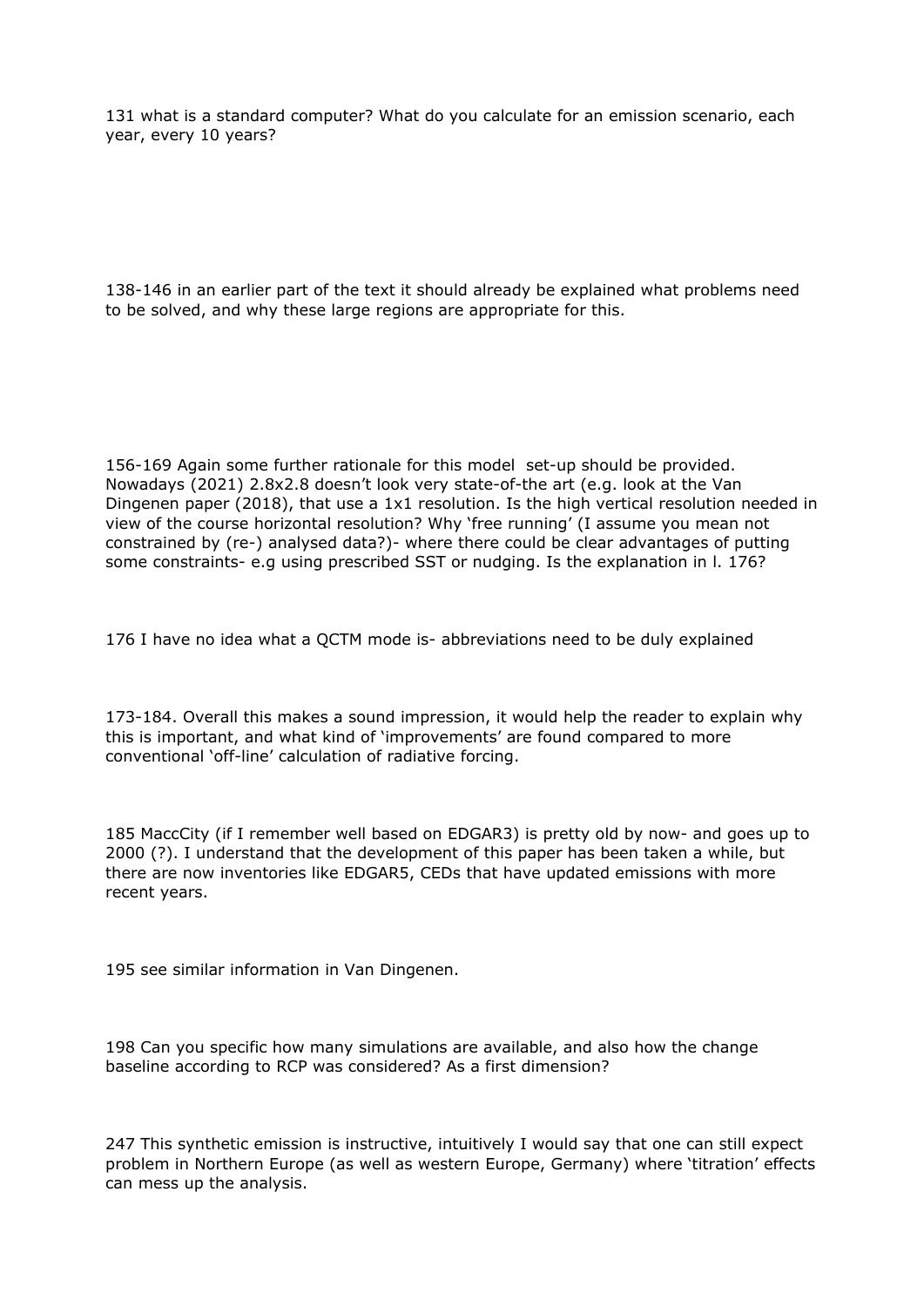131 what is a standard computer? What do you calculate for an emission scenario, each year, every 10 years?

138-146 in an earlier part of the text it should already be explained what problems need to be solved, and why these large regions are appropriate for this.

156-169 Again some further rationale for this model set-up should be provided. Nowadays (2021) 2.8x2.8 doesn't look very state-of-the art (e.g. look at the Van Dingenen paper (2018), that use a 1x1 resolution. Is the high vertical resolution needed in view of the course horizontal resolution? Why 'free running' (I assume you mean not constrained by (re-) analysed data?)- where there could be clear advantages of putting some constraints- e.g using prescribed SST or nudging. Is the explanation in l. 176?

176 I have no idea what a QCTM mode is- abbreviations need to be duly explained

173-184. Overall this makes a sound impression, it would help the reader to explain why this is important, and what kind of 'improvements' are found compared to more conventional 'off-line' calculation of radiative forcing.

185 MaccCity (if I remember well based on EDGAR3) is pretty old by now- and goes up to 2000 (?). I understand that the development of this paper has been taken a while, but there are now inventories like EDGAR5, CEDs that have updated emissions with more recent years.

195 see similar information in Van Dingenen.

198 Can you specific how many simulations are available, and also how the change baseline according to RCP was considered? As a first dimension?

247 This synthetic emission is instructive, intuitively I would say that one can still expect problem in Northern Europe (as well as western Europe, Germany) where 'titration' effects can mess up the analysis.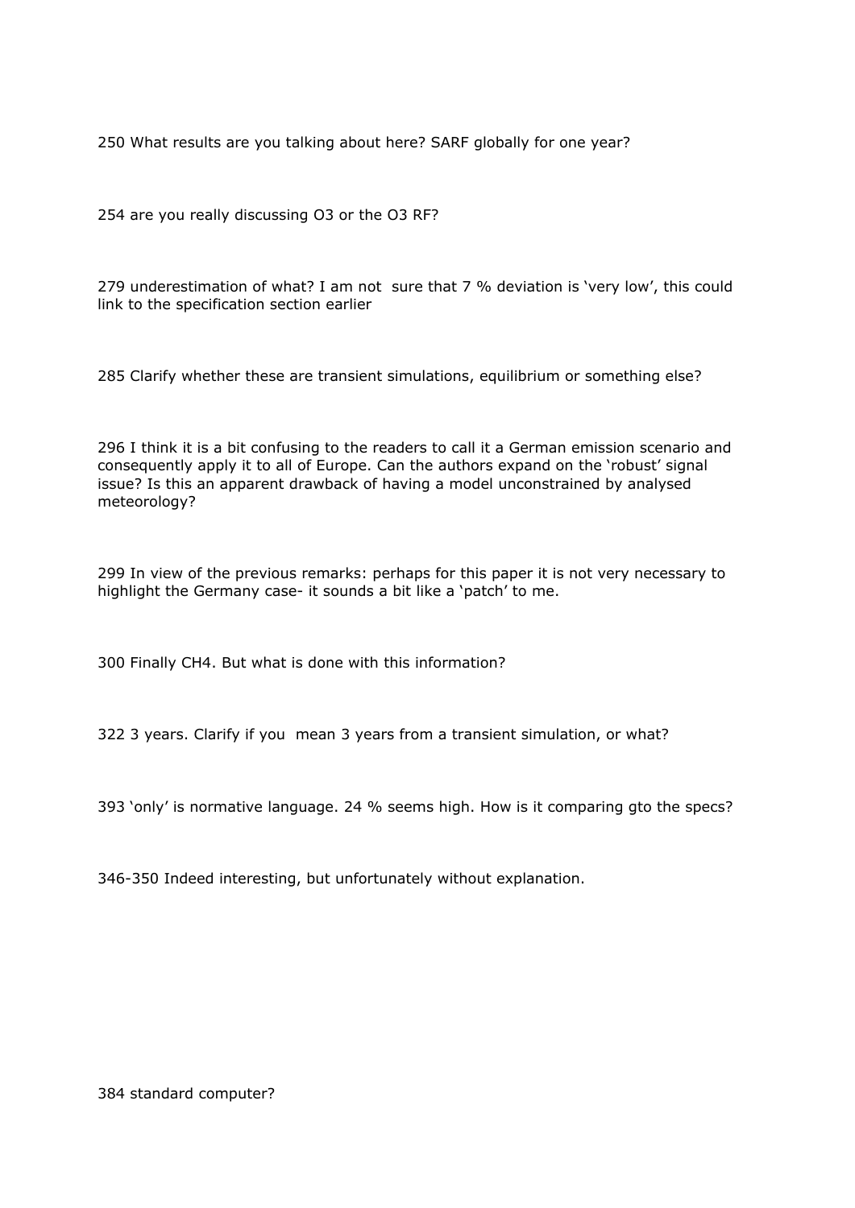250 What results are you talking about here? SARF globally for one year?

254 are you really discussing $O_3$ or the $O_3$ RF?

279 underestimation of what? I am not sure that 7 % deviation is 'very low', this could link to the specification section earlier

285 Clarify whether these are transient simulations, equilibrium or something else?

296 I think it is a bit confusing to the readers to call it a German emission scenario and consequently apply it to all of Europe. Can the authors expand on the 'robust' signal issue? Is this an apparent drawback of having a model unconstrained by analysed meteorology?

299 In view of the previous remarks: perhaps for this paper it is not very necessary to highlight the Germany case- it sounds a bit like a 'patch' to me.

300 Finally $CH_4$. But what is done with this information?

322 3 years. Clarify if you mean 3 years from a transient simulation, or what?

393 'only' is normative language. 24 % seems high. How is it comparing gto the specs?

346-350 Indeed interesting, but unfortunately without explanation.

384 standard computer?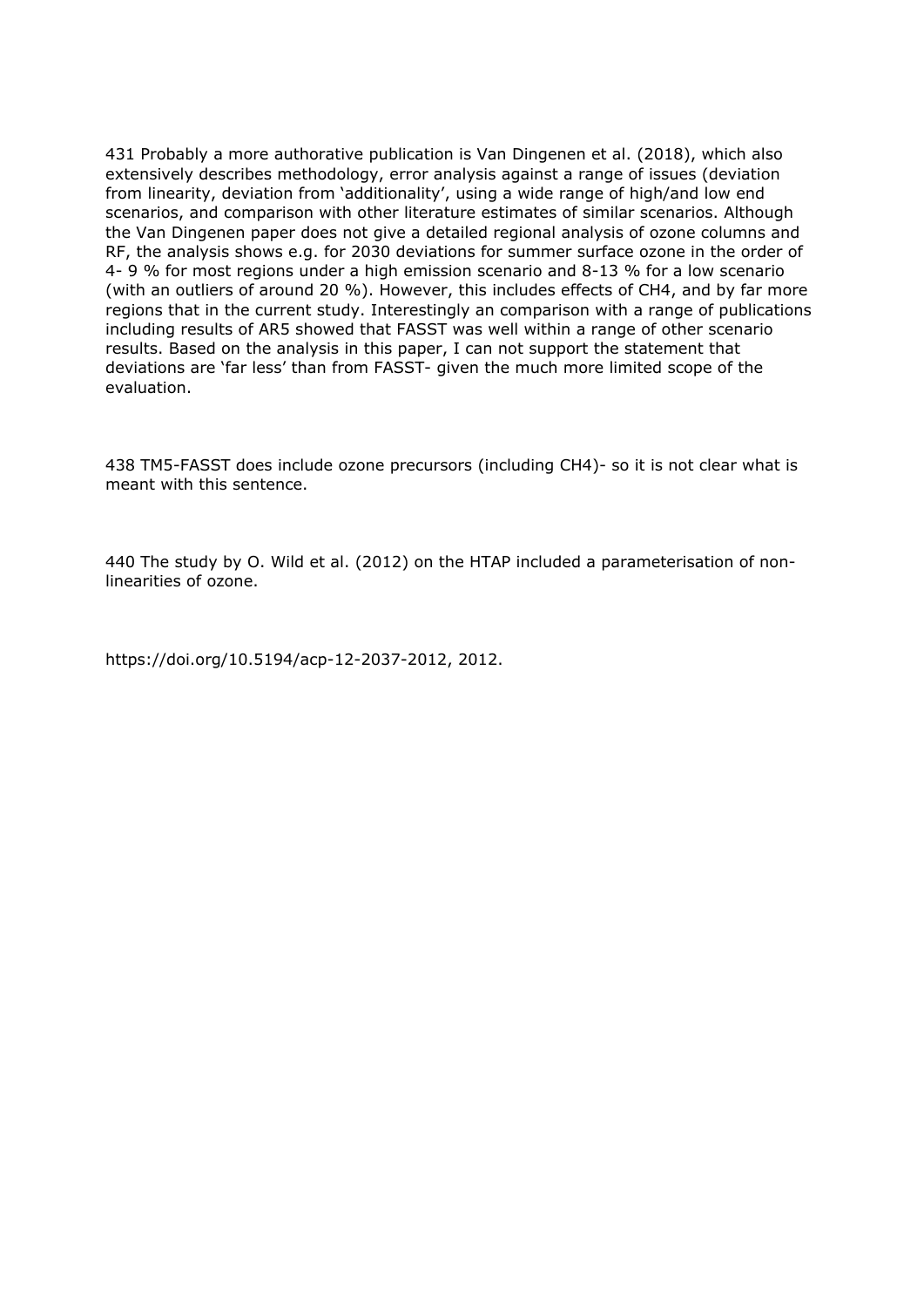431 Probably a more authorative publication is Van Dingenen et al. (2018), which also extensively describes methodology, error analysis against a range of issues (deviation from linearity, deviation from 'additionality', using a wide range of high/and low end scenarios, and comparison with other literature estimates of similar scenarios. Although the Van Dingenen paper does not give a detailed regional analysis of ozone columns and RF, the analysis shows e.g. for 2030 deviations for summer surface ozone in the order of 4- 9 % for most regions under a high emission scenario and 8-13 % for a low scenario (with an outliers of around 20 %). However, this includes effects of $CH_4$, and by far more regions that in the current study. Interestingly an comparison with a range of publications including results of AR5 showed that FASST was well within a range of other scenario results. Based on the analysis in this paper, I can not support the statement that deviations are 'far less' than from FASST- given the much more limited scope of the evaluation.

438 TM5-FASST does include ozone precursors (including $CH_4$)- so it is not clear what is meant with this sentence.

440 The study by O. Wild et al. (2012) on the HTAP included a parameterisation of non-linearities of ozone.

https://doi.org/10.5194/acp-12-2037-2012, 2012.